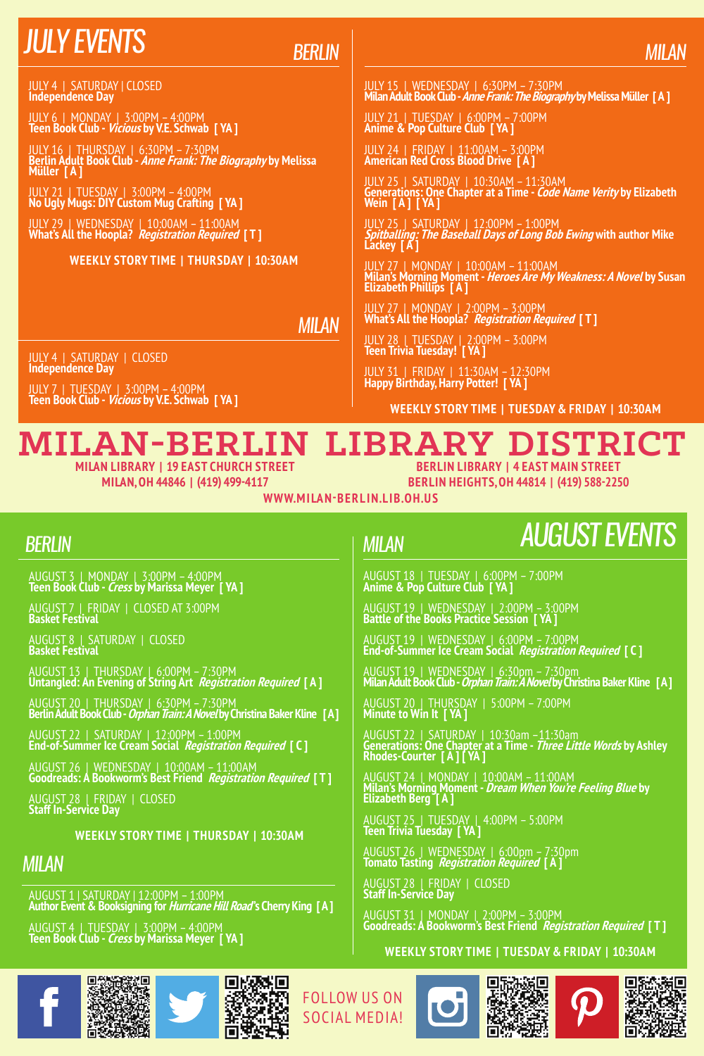# JULY EVENTS

## BERLIN

JULY 4 | SATURDAY | CLOSED
**Independence Day**

JULY 6 | MONDAY | 3:00PM – 4:00PM
**Teen Book Club - *Vicious* by V.E. Schwab [ YA ]**

JULY 16 | THURSDAY | 6:30PM – 7:30PM
**Berlin Adult Book Club - *Anne Frank: The Biography* by Melissa Müller [ A ]**

JULY 21 | TUESDAY | 3:00PM – 4:00PM
**No Ugly Mugs: DIY Custom Mug Crafting [ YA ]**

JULY 29 | WEDNESDAY | 10:00AM – 11:00AM
**What's All the Hoopla? *Registration Required* [ T ]**

**WEEKLY STORY TIME | THURSDAY | 10:30AM**

## MILAN

JULY 4 | SATURDAY | CLOSED
**Independence Day**

JULY 7 | TUESDAY | 3:00PM – 4:00PM
**Teen Book Club - *Vicious* by V.E. Schwab [ YA ]**

JULY 15 | WEDNESDAY | 6:30PM – 7:30PM
**Milan Adult Book Club - *Anne Frank: The Biography* by Melissa Müller [ A ]**

JULY 21 | TUESDAY | 6:00PM – 7:00PM
**Anime & Pop Culture Club [ YA ]**

JULY 24 | FRIDAY | 11:00AM – 3:00PM
**American Red Cross Blood Drive [ A ]**

JULY 25 | SATURDAY | 10:30AM – 11:30AM
**Generations: One Chapter at a Time - *Code Name Verity* by Elizabeth Wein [ A ] [ YA ]**

JULY 25 | SATURDAY | 12:00PM – 1:00PM
***Spitballing: The Baseball Days of Long Bob Ewing* with author Mike Lackey [ A ]**

JULY 27 | MONDAY | 10:00AM – 11:00AM
**Milan's Morning Moment - *Heroes Are My Weakness: A Novel* by Susan Elizabeth Phillips [ A ]**

JULY 27 | MONDAY | 2:00PM – 3:00PM
**What's All the Hoopla? *Registration Required* [ T ]**

JULY 28 | TUESDAY | 2:00PM – 3:00PM
**Teen Trivia Tuesday! [ YA ]**

JULY 31 | FRIDAY | 11:30AM – 12:30PM
**Happy Birthday, Harry Potter! [ YA ]**

**WEEKLY STORY TIME | TUESDAY & FRIDAY | 10:30AM**

# MILAN-BERLIN LIBRARY DISTRICT

**MILAN LIBRARY | 19 EAST CHURCH STREET**
**MILAN, OH 44846 | (419) 499-4117**

**BERLIN LIBRARY | 4 EAST MAIN STREET**
**BERLIN HEIGHTS, OH 44814 | (419) 588-2250**

**WWW.MILAN-BERLIN.LIB.OH.US**

# AUGUST EVENTS

## BERLIN

AUGUST 3 | MONDAY | 3:00PM – 4:00PM
**Teen Book Club - *Cress* by Marissa Meyer [ YA ]**

AUGUST 7 | FRIDAY | CLOSED AT 3:00PM
**Basket Festival**

AUGUST 8 | SATURDAY | CLOSED
**Basket Festival**

AUGUST 13 | THURSDAY | 6:00PM – 7:30PM
**Untangled: An Evening of String Art *Registration Required* [ A ]**

AUGUST 20 | THURSDAY | 6:30PM – 7:30PM
**Berlin Adult Book Club - *Orphan Train: A Novel* by Christina Baker Kline [ A ]**

AUGUST 22 | SATURDAY | 12:00PM – 1:00PM
**End-of-Summer Ice Cream Social *Registration Required* [ C ]**

AUGUST 26 | WEDNESDAY | 10:00AM – 11:00AM
**Goodreads: A Bookworm's Best Friend *Registration Required* [ T ]**

AUGUST 28 | FRIDAY | CLOSED
**Staff In-Service Day**

**WEEKLY STORY TIME | THURSDAY | 10:30AM**

## MILAN

AUGUST 1 | SATURDAY | 12:00PM – 1:00PM
**Author Event & Booksigning for *Hurricane Hill Road*'s Cherry King [ A ]**

AUGUST 4 | TUESDAY | 3:00PM – 4:00PM
**Teen Book Club - *Cress* by Marissa Meyer [ YA ]**

AUGUST 18 | TUESDAY | 6:00PM – 7:00PM
**Anime & Pop Culture Club [ YA ]**

AUGUST 19 | WEDNESDAY | 2:00PM – 3:00PM
**Battle of the Books Practice Session [ YA ]**

AUGUST 19 | WEDNESDAY | 6:00PM – 7:00PM
**End-of-Summer Ice Cream Social *Registration Required* [ C ]**

AUGUST 19 | WEDNESDAY | 6:30pm – 7:30pm
**Milan Adult Book Club - *Orphan Train: A Novel* by Christina Baker Kline [ A ]**

AUGUST 20 | THURSDAY | 5:00PM – 7:00PM
**Minute to Win It [ YA ]**

AUGUST 22 | SATURDAY | 10:30am –11:30am
**Generations: One Chapter at a Time - *Three Little Words* by Ashley Rhodes-Courter [ A ] [ YA ]**

AUGUST 24 | MONDAY | 10:00AM – 11:00AM
**Milan's Morning Moment - *Dream When You're Feeling Blue* by Elizabeth Berg [ A ]**

AUGUST 25 | TUESDAY | 4:00PM – 5:00PM
**Teen Trivia Tuesday [ YA ]**

AUGUST 26 | WEDNESDAY | 6:00pm – 7:30pm
**Tomato Tasting *Registration Required* [ A ]**

AUGUST 28 | FRIDAY | CLOSED
**Staff In-Service Day**

AUGUST 31 | MONDAY | 2:00PM – 3:00PM
**Goodreads: A Bookworm's Best Friend *Registration Required* [ T ]**

**WEEKLY STORY TIME | TUESDAY & FRIDAY | 10:30AM**

FOLLOW US ON SOCIAL MEDIA!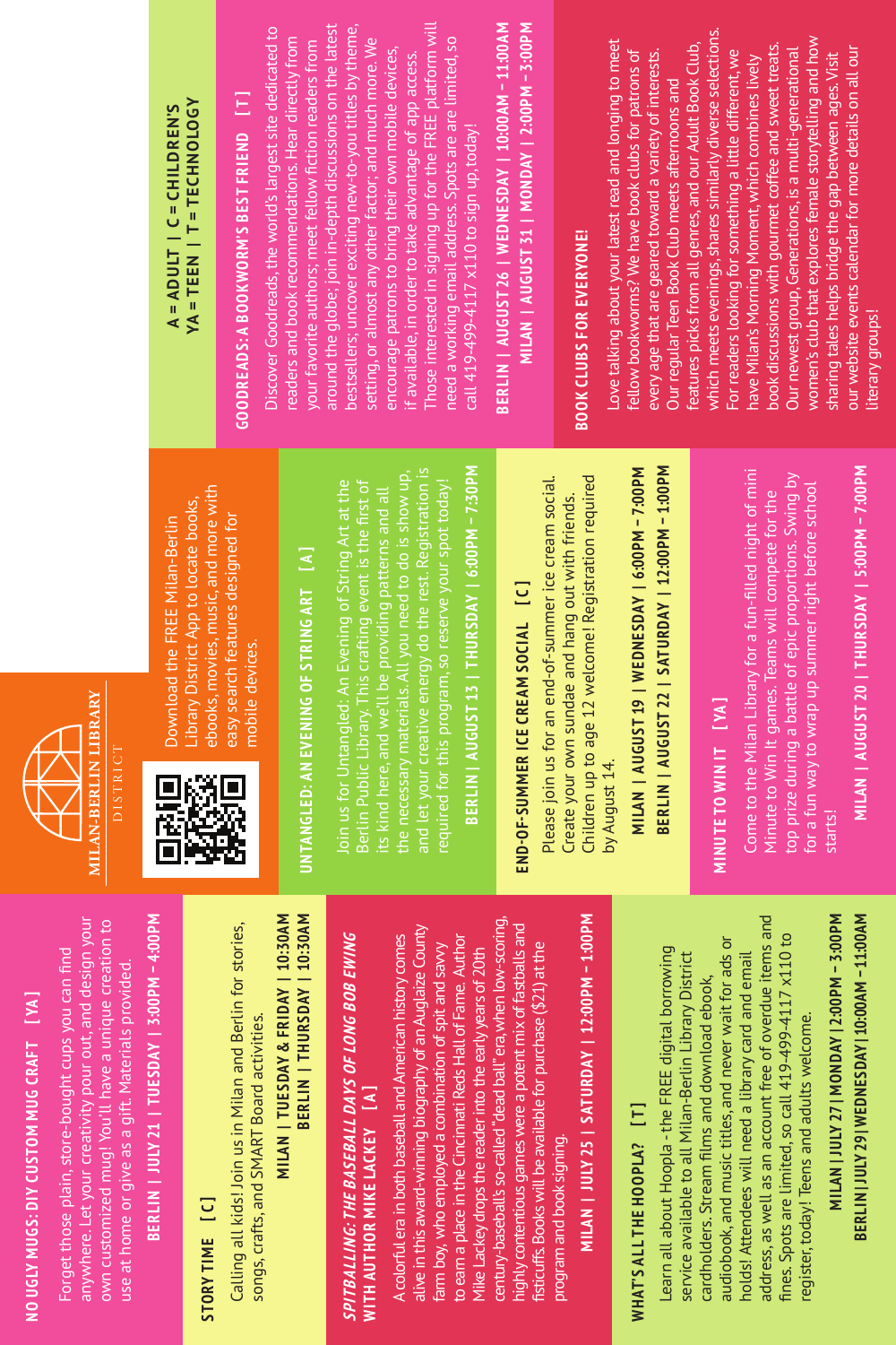## NO UGLY MUGS: DIY CUSTOM MUG CRAFT [YA]

Forget those plain, store-bought cups you can find anywhere. Let your creativity pour out, and design your own customized mug! You'll have a unique creation to use at home or give as a gift. Materials provided.

**BERLIN | JULY 21 | TUESDAY | 3:00PM – 4:00PM**

## STORY TIME [C]

Calling all kids! Join us in Milan and Berlin for stories, songs, crafts, and SMART Board activities.

**MILAN | TUESDAY & FRIDAY | 10:30AM**
**BERLIN | THURSDAY | 10:30AM**

## *SPITBALLING: THE BASEBALL DAYS OF LONG BOB EWING* WITH AUTHOR MIKE LACKEY [A]

A colorful era in both baseball and American history comes alive in this award-winning biography of an Auglaize County farm boy, who employed a combination of spit and savvy to earn a place in the Cincinnati Reds Hall of Fame. Author Mike Lackey drops the reader into the early years of 20th century-baseball's so-called "dead ball" era, when low-scoring, highly contentious games were a potent mix of fastballs and fisticuffs. Books will be available for purchase ($21) at the program and book signing.

**MILAN | JULY 25 | SATURDAY | 12:00PM – 1:00PM**

## WHAT'S ALL THE HOOPLA? [T]

Learn all about Hoopla - the FREE digital borrowing service available to all Milan-Berlin Library District cardholders. Stream films and download ebook, audiobook, and music titles, and never wait for ads or holds! Attendees will need a library card and email address, as well as an account free of overdue items and fines. Spots are limited, so call 419-499-4117 x110 to register, today! Teens and adults welcome.

**MILAN | JULY 27 | MONDAY | 2:00PM – 3:00PM**
**BERLIN | JULY 29 | WEDNESDAY | 10:00AM – 11:00AM**

MILAN-BERLIN LIBRARY DISTRICT

Download the FREE Milan-Berlin Library District App to locate books, ebooks, movies, music, and more with easy search features designed for mobile devices.

## UNTANGLED: AN EVENING OF STRING ART [A]

Join us for Untangled: An Evening of String Art at the Berlin Public Library. This crafting event is the first of its kind here, and we'll be providing patterns and all the necessary materials. All you need to do is show up, and let your creative energy do the rest. Registration is required for this program, so reserve your spot today!

**BERLIN | AUGUST 13 | THURSDAY | 6:00PM – 7:30PM**

## END-OF-SUMMER ICE CREAM SOCIAL [C]

Please join us for an end-of-summer ice cream social. Create your own sundae and hang out with friends. Children up to age 12 welcome! Registration required by August 14.

**MILAN | AUGUST 19 | WEDNESDAY | 6:00PM – 7:00PM**
**BERLIN | AUGUST 22 | SATURDAY | 12:00PM – 1:00PM**

## MINUTE TO WIN IT [YA]

Come to the Milan Library for a fun-filled night of mini Minute to Win It games. Teams will compete for the top prize during a battle of epic proportions. Swing by for a fun way to wrap up summer right before school starts!

**MILAN | AUGUST 20 | THURSDAY | 5:00PM – 7:00PM**

**A = ADULT | C = CHILDREN'S**
**YA = TEEN | T = TECHNOLOGY**

## GOODREADS: A BOOKWORM'S BEST FRIEND [T]

Discover Goodreads, the world's largest site dedicated to readers and book recommendations. Hear directly from your favorite authors; meet fellow fiction readers from around the globe; join in-depth discussions on the latest bestsellers; uncover exciting new-to-you titles by theme, setting, or almost any other factor; and much more. We encourage patrons to bring their own mobile devices, if available, in order to take advantage of app access. Those interested in signing up for the FREE platform will need a working email address. Spots are limited, so call 419-499-4117 x110 to sign up, today!

**BERLIN | AUGUST 26 | WEDNESDAY | 10:00AM – 11:00AM**
**MILAN | AUGUST 31 | MONDAY | 2:00PM – 3:00PM**

## BOOK CLUBS FOR EVERYONE!

Love talking about your latest read and longing to meet fellow bookworms? We have book clubs for patrons of every age that are geared toward a variety of interests. Our regular Teen Book Club meets afternoons and features picks from all genres, and our Adult Book Club, which meets evenings, shares similarly diverse selections. For readers looking for something a little different, we have Milan's Morning Moment, which combines lively book discussions with gourmet coffee and sweet treats. Our newest group, Generations, is a multi-generational women's club that explores female storytelling and how sharing tales helps bridge the gap between ages. Visit our website events calendar for more details on all our literary groups!